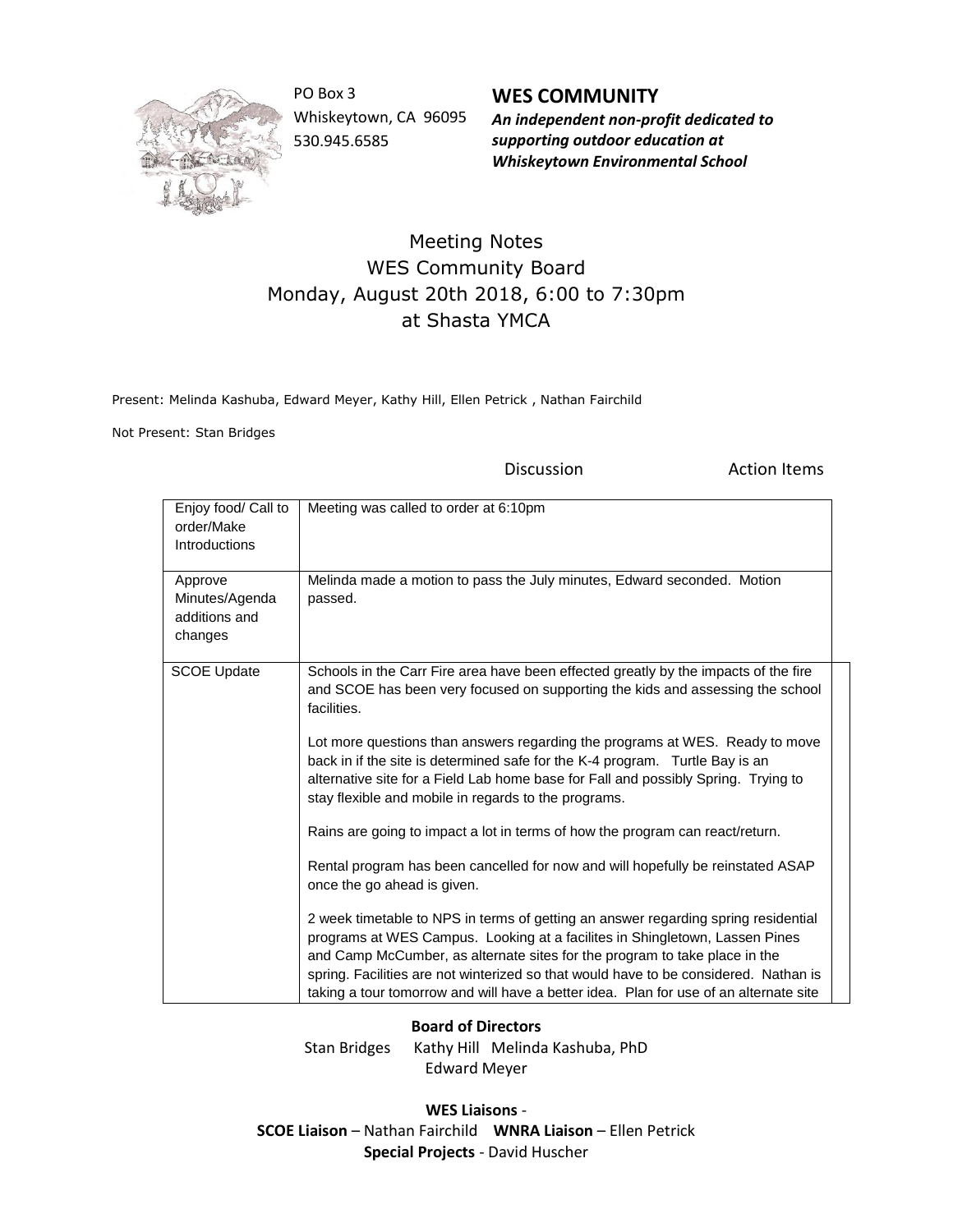PO Box 3
Whiskeytown, CA 96095
530.945.6585

**WES COMMUNITY**

***An independent non-profit dedicated to supporting outdoor education at Whiskeytown Environmental School***

# Meeting Notes
## WES Community Board
## Monday, August 20th 2018, 6:00 to 7:30pm
## at Shasta YMCA

Present: Melinda Kashuba, Edward Meyer, Kathy Hill, Ellen Petrick , Nathan Fairchild

Not Present: Stan Bridges

| | Discussion | Action Items |
|---|---|---|
| Enjoy food/ Call to order/Make Introductions | Meeting was called to order at 6:10pm | |
| Approve Minutes/Agenda additions and changes | Melinda made a motion to pass the July minutes, Edward seconded. Motion passed. | |
| SCOE Update | Schools in the Carr Fire area have been effected greatly by the impacts of the fire and SCOE has been very focused on supporting the kids and assessing the school facilities.<br><br>Lot more questions than answers regarding the programs at WES. Ready to move back in if the site is determined safe for the K-4 program. Turtle Bay is an alternative site for a Field Lab home base for Fall and possibly Spring. Trying to stay flexible and mobile in regards to the programs.<br><br>Rains are going to impact a lot in terms of how the program can react/return.<br><br>Rental program has been cancelled for now and will hopefully be reinstated ASAP once the go ahead is given.<br><br>2 week timetable to NPS in terms of getting an answer regarding spring residential programs at WES Campus. Looking at a facilites in Shingletown, Lassen Pines and Camp McCumber, as alternate sites for the program to take place in the spring. Facilities are not winterized so that would have to be considered. Nathan is taking a tour tomorrow and will have a better idea. Plan for use of an alternate site | |

**Board of Directors**

Stan Bridges Kathy Hill Melinda Kashuba, PhD
Edward Meyer

**WES Liaisons** -
**SCOE Liaison** – Nathan Fairchild **WNRA Liaison** – Ellen Petrick
**Special Projects** - David Huscher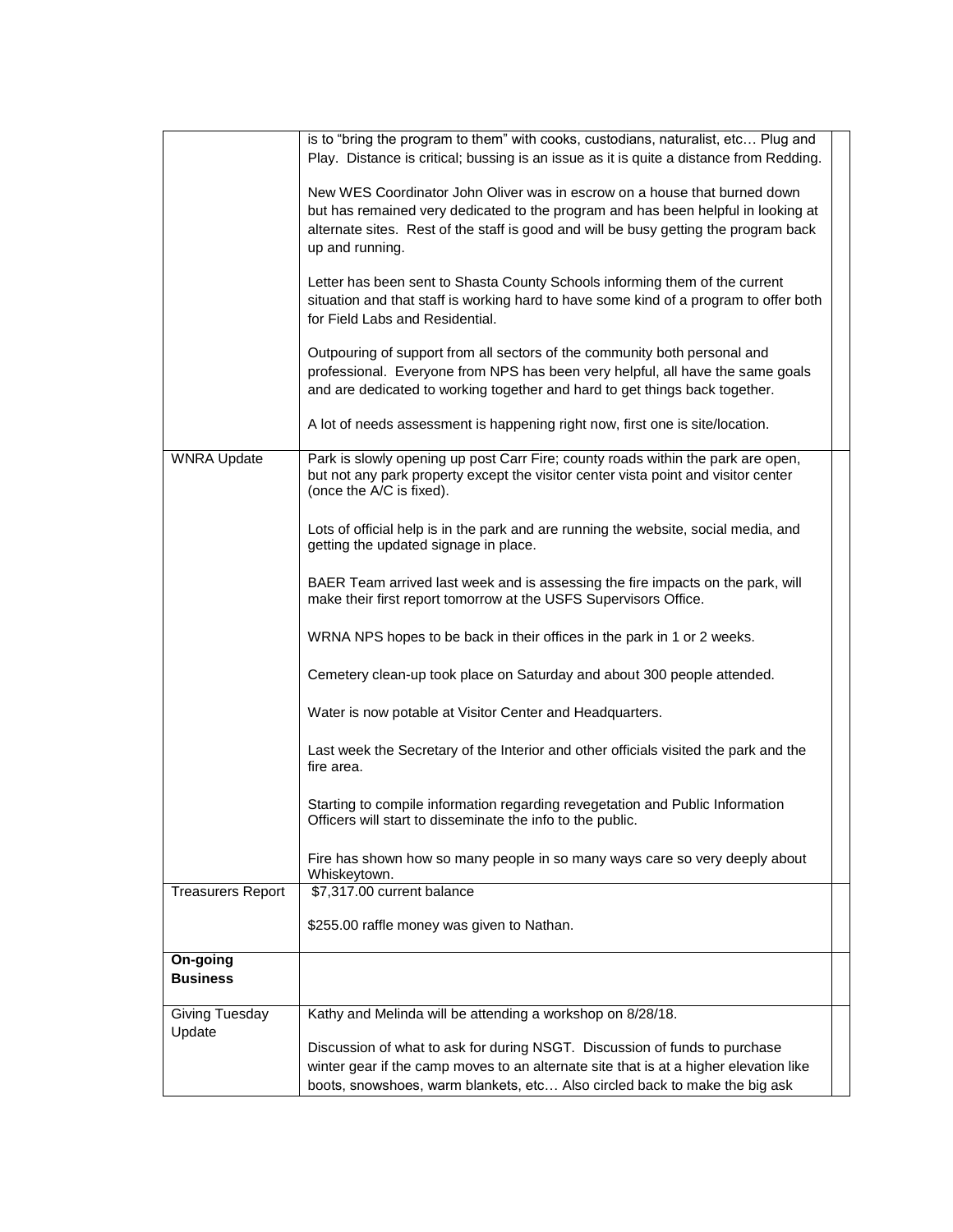| | | |
|---|---|---|
| | is to "bring the program to them" with cooks, custodians, naturalist, etc… Plug and Play. Distance is critical; bussing is an issue as it is quite a distance from Redding.<br><br>New WES Coordinator John Oliver was in escrow on a house that burned down but has remained very dedicated to the program and has been helpful in looking at alternate sites. Rest of the staff is good and will be busy getting the program back up and running.<br><br>Letter has been sent to Shasta County Schools informing them of the current situation and that staff is working hard to have some kind of a program to offer both for Field Labs and Residential.<br><br>Outpouring of support from all sectors of the community both personal and professional. Everyone from NPS has been very helpful, all have the same goals and are dedicated to working together and hard to get things back together.<br><br>A lot of needs assessment is happening right now, first one is site/location. | |
| WNRA Update | Park is slowly opening up post Carr Fire; county roads within the park are open, but not any park property except the visitor center vista point and visitor center (once the A/C is fixed).<br><br>Lots of official help is in the park and are running the website, social media, and getting the updated signage in place.<br><br>BAER Team arrived last week and is assessing the fire impacts on the park, will make their first report tomorrow at the USFS Supervisors Office.<br><br>WRNA NPS hopes to be back in their offices in the park in 1 or 2 weeks.<br><br>Cemetery clean-up took place on Saturday and about 300 people attended.<br><br>Water is now potable at Visitor Center and Headquarters.<br><br>Last week the Secretary of the Interior and other officials visited the park and the fire area.<br><br>Starting to compile information regarding revegetation and Public Information Officers will start to disseminate the info to the public.<br><br>Fire has shown how so many people in so many ways care so very deeply about Whiskeytown. | |
| Treasurers Report | $7,317.00 current balance<br><br>$255.00 raffle money was given to Nathan. | |
| **On-going Business** | | |
| Giving Tuesday Update | Kathy and Melinda will be attending a workshop on 8/28/18.<br><br>Discussion of what to ask for during NSGT. Discussion of funds to purchase winter gear if the camp moves to an alternate site that is at a higher elevation like boots, snowshoes, warm blankets, etc… Also circled back to make the big ask | |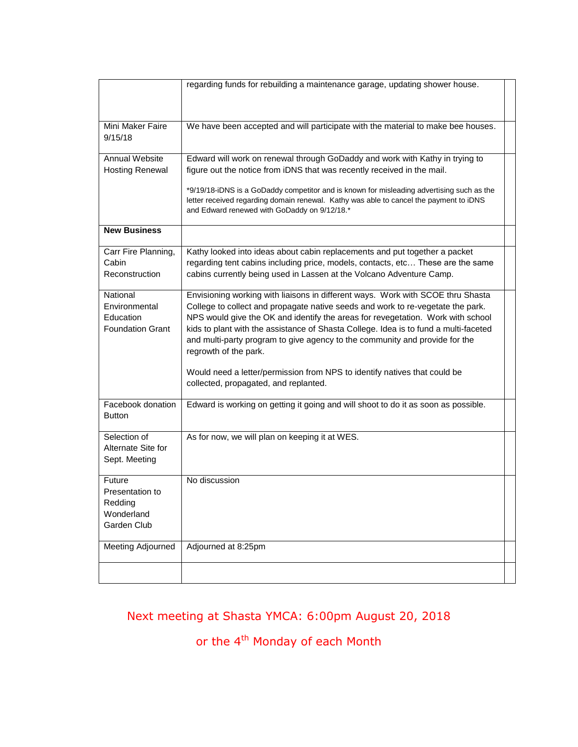| | | |
|---|---|---|
| | regarding funds for rebuilding a maintenance garage, updating shower house. | |
| Mini Maker Faire 9/15/18 | We have been accepted and will participate with the material to make bee houses. | |
| Annual Website Hosting Renewal | Edward will work on renewal through GoDaddy and work with Kathy in trying to figure out the notice from iDNS that was recently received in the mail.<br><br>*9/19/18-iDNS is a GoDaddy competitor and is known for misleading advertising such as the letter received regarding domain renewal. Kathy was able to cancel the payment to iDNS and Edward renewed with GoDaddy on 9/12/18.* | |
| **New Business** | | |
| Carr Fire Planning, Cabin Reconstruction | Kathy looked into ideas about cabin replacements and put together a packet regarding tent cabins including price, models, contacts, etc… These are the same cabins currently being used in Lassen at the Volcano Adventure Camp. | |
| National Environmental Education Foundation Grant | Envisioning working with liaisons in different ways. Work with SCOE thru Shasta College to collect and propagate native seeds and work to re-vegetate the park. NPS would give the OK and identify the areas for revegetation. Work with school kids to plant with the assistance of Shasta College. Idea is to fund a multi-faceted and multi-party program to give agency to the community and provide for the regrowth of the park.<br><br>Would need a letter/permission from NPS to identify natives that could be collected, propagated, and replanted. | |
| Facebook donation Button | Edward is working on getting it going and will shoot to do it as soon as possible. | |
| Selection of Alternate Site for Sept. Meeting | As for now, we will plan on keeping it at WES. | |
| Future Presentation to Redding Wonderland Garden Club | No discussion | |
| Meeting Adjourned | Adjourned at 8:25pm | |
| | | |

Next meeting at Shasta YMCA: 6:00pm August 20, 2018

or the 4th Monday of each Month